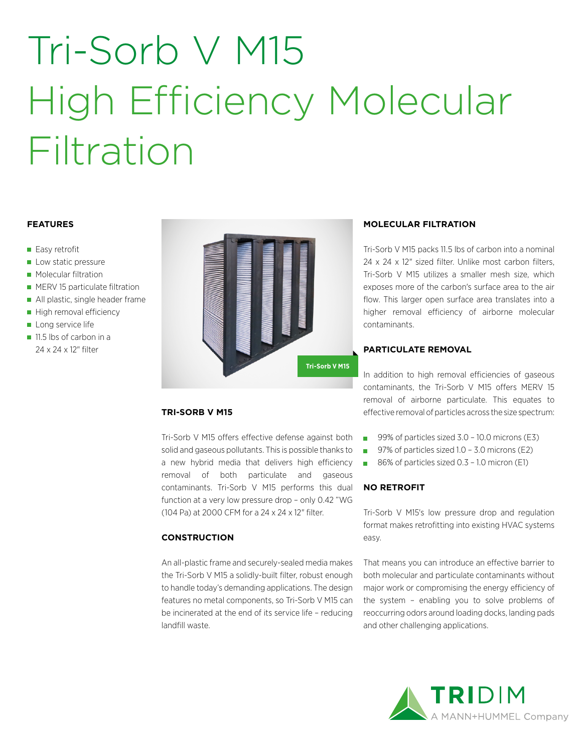# Tri-Sorb V M15 High Efficiency Molecular Filtration

### FEATURES

- Easy retrofit
- Low static pressure
- Molecular filtration
- MERV 15 particulate filtration
- All plastic, single header frame
- High removal efficiency
- Long service life
- 11.5 lbs of carbon in a 24 x 24 x 12" filter

Tri-Sorb V M15

### TRI-SORB V M15

Tri-Sorb V M15 offers effective defense against both solid and gaseous pollutants. This is possible thanks to a new hybrid media that delivers high efficiency removal of both particulate and gaseous contaminants. Tri-Sorb V M15 performs this dual function at a very low pressure drop – only 0.42 "WG (104 Pa) at 2000 CFM for a 24 x 24 x 12" filter.

### CONSTRUCTION

An all-plastic frame and securely-sealed media makes the Tri-Sorb V M15 a solidly-built filter, robust enough to handle today's demanding applications. The design features no metal components, so Tri-Sorb V M15 can be incinerated at the end of its service life – reducing landfill waste.

### MOLECULAR FILTRATION

Tri-Sorb V M15 packs 11.5 lbs of carbon into a nominal 24 x 24 x 12" sized filter. Unlike most carbon filters, Tri-Sorb V M15 utilizes a smaller mesh size, which exposes more of the carbon's surface area to the air flow. This larger open surface area translates into a higher removal efficiency of airborne molecular contaminants.

### PARTICULATE REMOVAL

In addition to high removal efficiencies of gaseous contaminants, the Tri-Sorb V M15 offers MERV 15 removal of airborne particulate. This equates to effective removal of particles across the size spectrum:

- 99% of particles sized 3.0 – 10.0 microns (E3)
- 97% of particles sized 1.0 – 3.0 microns (E2)
- 86% of particles sized 0.3 – 1.0 micron (E1)

### NO RETROFIT

Tri-Sorb V M15's low pressure drop and regulation format makes retrofitting into existing HVAC systems easy.

That means you can introduce an effective barrier to both molecular and particulate contaminants without major work or compromising the energy efficiency of the system – enabling you to solve problems of reoccurring odors around loading docks, landing pads and other challenging applications.

TRIDIM
A MANN+HUMMEL Company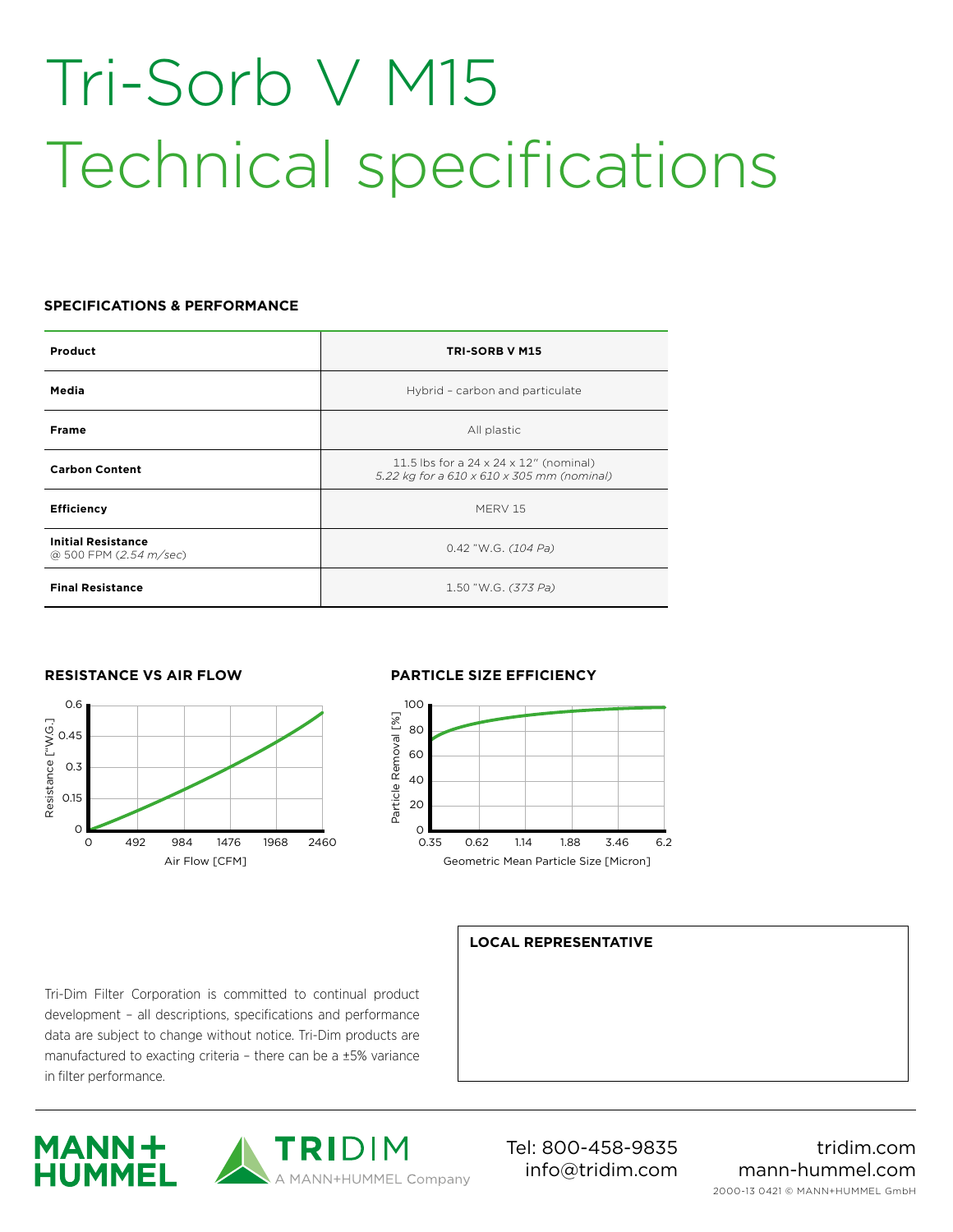# Tri-Sorb V M15 Technical specifications

### SPECIFICATIONS & PERFORMANCE

| | |
|---|---|
| **Product** | **TRI-SORB V M15** |
| **Media** | Hybrid – carbon and particulate |
| **Frame** | All plastic |
| **Carbon Content** | 11.5 lbs for a 24 x 24 x 12" (nominal)<br>*5.22 kg for a 610 x 610 x 305 mm (nominal)* |
| **Efficiency** | MERV 15 |
| **Initial Resistance**<br>@ 500 FPM (*2.54 m/sec*) | 0.42 "W.G. *(104 Pa)* |
| **Final Resistance** | 1.50 "W.G. *(373 Pa)* |

### RESISTANCE VS AIR FLOW

Resistance ["W.G.]
0.6
0.45
0.3
0.15
0
0
492
984
1476
1968
2460
Air Flow [CFM]

### PARTICLE SIZE EFFICIENCY

Particle Removal [%]
100
80
60
40
20
0
0.35
0.62
1.14
1.88
3.46
6.2
Geometric Mean Particle Size [Micron]

Tri-Dim Filter Corporation is committed to continual product development – all descriptions, specifications and performance data are subject to change without notice. Tri-Dim products are manufactured to exacting criteria – there can be a ±5% variance in filter performance.

**LOCAL REPRESENTATIVE**

MANN+HUMMEL

TRIDIM
A MANN+HUMMEL Company

Tel: 800-458-9835
info@tridim.com

tridim.com
mann-hummel.com

2000-13 0421 © MANN+HUMMEL GmbH